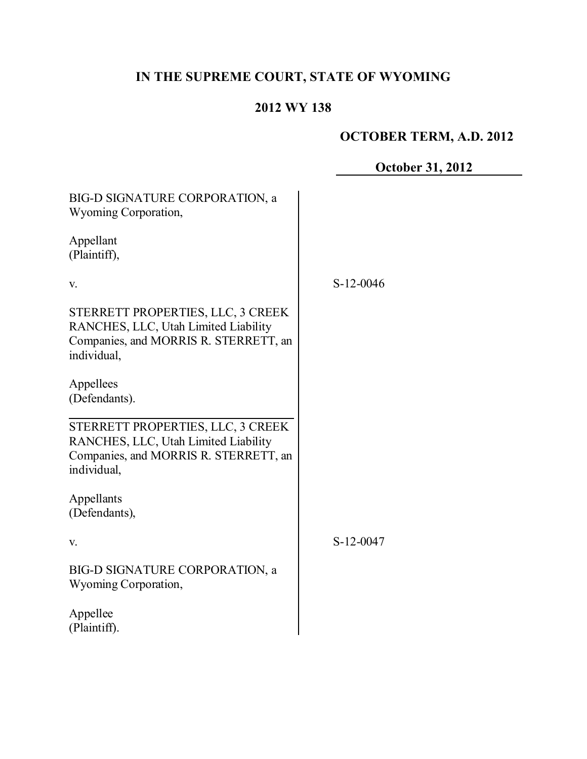# IN THE SUPREME COURT, STATE OF WYOMING

## 2012 WY 138

**OCTOBER TERM, A.D. 2012**

**October 31, 2012**

| | |
|---|---|
| BIG-D SIGNATURE CORPORATION, a Wyoming Corporation,<br><br>Appellant (Plaintiff),<br><br>v.<br><br>STERRETT PROPERTIES, LLC, 3 CREEK RANCHES, LLC, Utah Limited Liability Companies, and MORRIS R. STERRETT, an individual,<br><br>Appellees (Defendants). | S-12-0046 |
| STERRETT PROPERTIES, LLC, 3 CREEK RANCHES, LLC, Utah Limited Liability Companies, and MORRIS R. STERRETT, an individual,<br><br>Appellants (Defendants),<br><br>v.<br><br>BIG-D SIGNATURE CORPORATION, a Wyoming Corporation,<br><br>Appellee (Plaintiff). | S-12-0047 |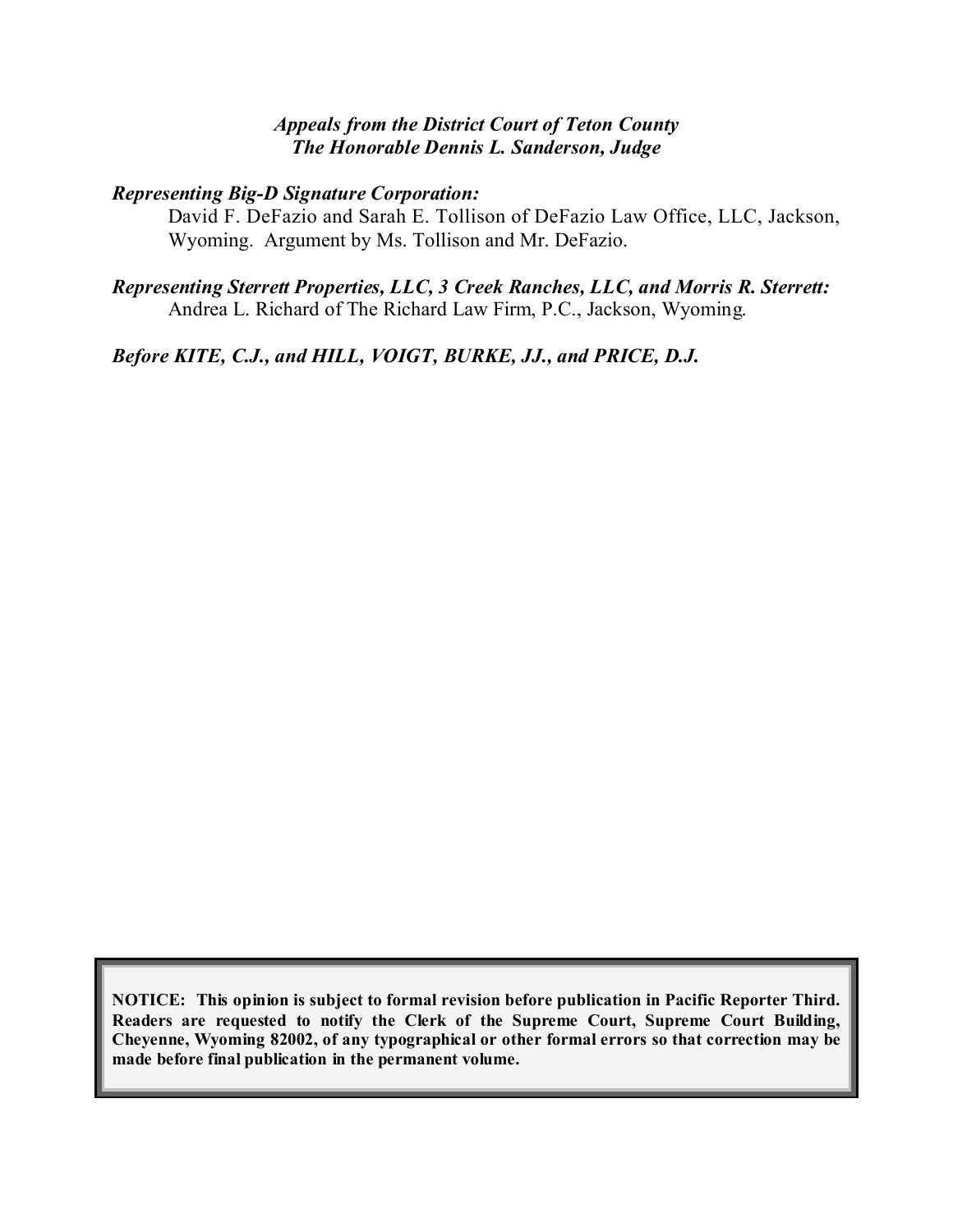*Appeals from the District Court of Teton County*
*The Honorable Dennis L. Sanderson, Judge*

***Representing Big-D Signature Corporation:***
David F. DeFazio and Sarah E. Tollison of DeFazio Law Office, LLC, Jackson, Wyoming. Argument by Ms. Tollison and Mr. DeFazio.

***Representing Sterrett Properties, LLC, 3 Creek Ranches, LLC, and Morris R. Sterrett:***
Andrea L. Richard of The Richard Law Firm, P.C., Jackson, Wyoming.

***Before KITE, C.J., and HILL, VOIGT, BURKE, JJ., and PRICE, D.J.***

**NOTICE: This opinion is subject to formal revision before publication in Pacific Reporter Third. Readers are requested to notify the Clerk of the Supreme Court, Supreme Court Building, Cheyenne, Wyoming 82002, of any typographical or other formal errors so that correction may be made before final publication in the permanent volume.**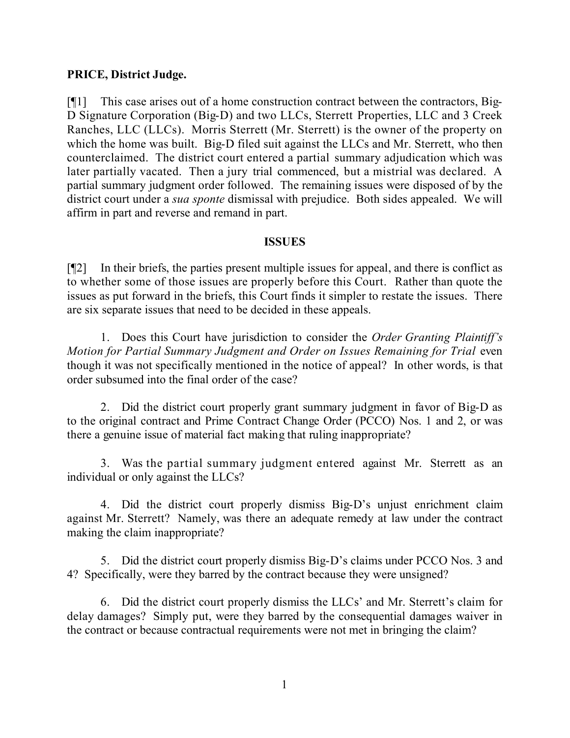**PRICE, District Judge.**

[¶1] This case arises out of a home construction contract between the contractors, Big-D Signature Corporation (Big-D) and two LLCs, Sterrett Properties, LLC and 3 Creek Ranches, LLC (LLCs). Morris Sterrett (Mr. Sterrett) is the owner of the property on which the home was built. Big-D filed suit against the LLCs and Mr. Sterrett, who then counterclaimed. The district court entered a partial summary adjudication which was later partially vacated. Then a jury trial commenced, but a mistrial was declared. A partial summary judgment order followed. The remaining issues were disposed of by the district court under a *sua sponte* dismissal with prejudice. Both sides appealed. We will affirm in part and reverse and remand in part.

## ISSUES

[¶2] In their briefs, the parties present multiple issues for appeal, and there is conflict as to whether some of those issues are properly before this Court. Rather than quote the issues as put forward in the briefs, this Court finds it simpler to restate the issues. There are six separate issues that need to be decided in these appeals.

1. Does this Court have jurisdiction to consider the *Order Granting Plaintiff's Motion for Partial Summary Judgment and Order on Issues Remaining for Trial* even though it was not specifically mentioned in the notice of appeal? In other words, is that order subsumed into the final order of the case?

2. Did the district court properly grant summary judgment in favor of Big-D as to the original contract and Prime Contract Change Order (PCCO) Nos. 1 and 2, or was there a genuine issue of material fact making that ruling inappropriate?

3. Was the partial summary judgment entered against Mr. Sterrett as an individual or only against the LLCs?

4. Did the district court properly dismiss Big-D's unjust enrichment claim against Mr. Sterrett? Namely, was there an adequate remedy at law under the contract making the claim inappropriate?

5. Did the district court properly dismiss Big-D's claims under PCCO Nos. 3 and 4? Specifically, were they barred by the contract because they were unsigned?

6. Did the district court properly dismiss the LLCs' and Mr. Sterrett's claim for delay damages? Simply put, were they barred by the consequential damages waiver in the contract or because contractual requirements were not met in bringing the claim?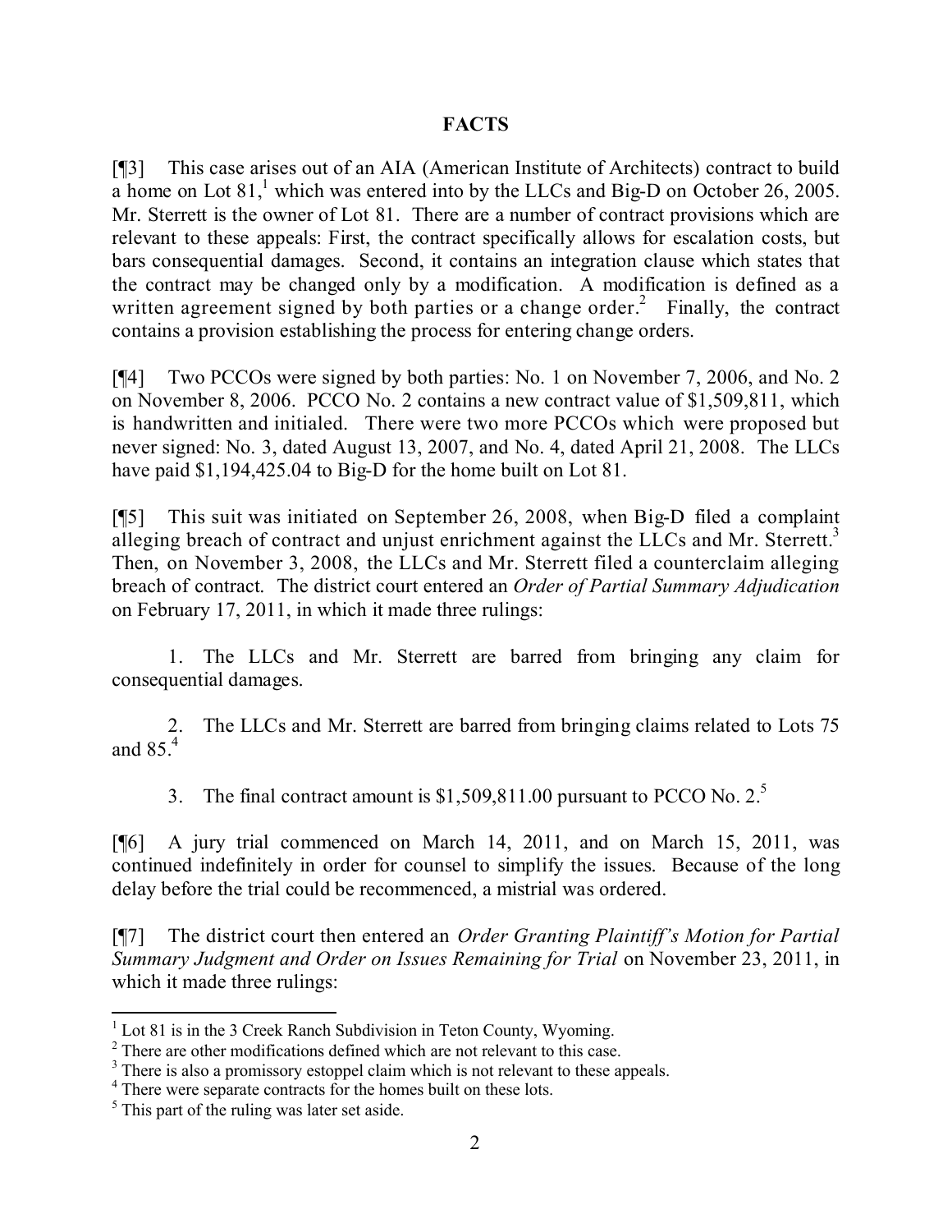## FACTS

[¶3] This case arises out of an AIA (American Institute of Architects) contract to build a home on Lot 81,[1] which was entered into by the LLCs and Big-D on October 26, 2005. Mr. Sterrett is the owner of Lot 81. There are a number of contract provisions which are relevant to these appeals: First, the contract specifically allows for escalation costs, but bars consequential damages. Second, it contains an integration clause which states that the contract may be changed only by a modification. A modification is defined as a written agreement signed by both parties or a change order.[2] Finally, the contract contains a provision establishing the process for entering change orders.

[¶4] Two PCCOs were signed by both parties: No. 1 on November 7, 2006, and No. 2 on November 8, 2006. PCCO No. 2 contains a new contract value of $1,509,811, which is handwritten and initialed. There were two more PCCOs which were proposed but never signed: No. 3, dated August 13, 2007, and No. 4, dated April 21, 2008. The LLCs have paid $1,194,425.04 to Big-D for the home built on Lot 81.

[¶5] This suit was initiated on September 26, 2008, when Big-D filed a complaint alleging breach of contract and unjust enrichment against the LLCs and Mr. Sterrett.[3] Then, on November 3, 2008, the LLCs and Mr. Sterrett filed a counterclaim alleging breach of contract. The district court entered an *Order of Partial Summary Adjudication* on February 17, 2011, in which it made three rulings:

1. The LLCs and Mr. Sterrett are barred from bringing any claim for consequential damages.

2. The LLCs and Mr. Sterrett are barred from bringing claims related to Lots 75 and 85.[4]

3. The final contract amount is $1,509,811.00 pursuant to PCCO No. 2.[5]

[¶6] A jury trial commenced on March 14, 2011, and on March 15, 2011, was continued indefinitely in order for counsel to simplify the issues. Because of the long delay before the trial could be recommenced, a mistrial was ordered.

[¶7] The district court then entered an *Order Granting Plaintiff's Motion for Partial Summary Judgment and Order on Issues Remaining for Trial* on November 23, 2011, in which it made three rulings:

---

[1] Lot 81 is in the 3 Creek Ranch Subdivision in Teton County, Wyoming.

[2] There are other modifications defined which are not relevant to this case.

[3] There is also a promissory estoppel claim which is not relevant to these appeals.

[4] There were separate contracts for the homes built on these lots.

[5] This part of the ruling was later set aside.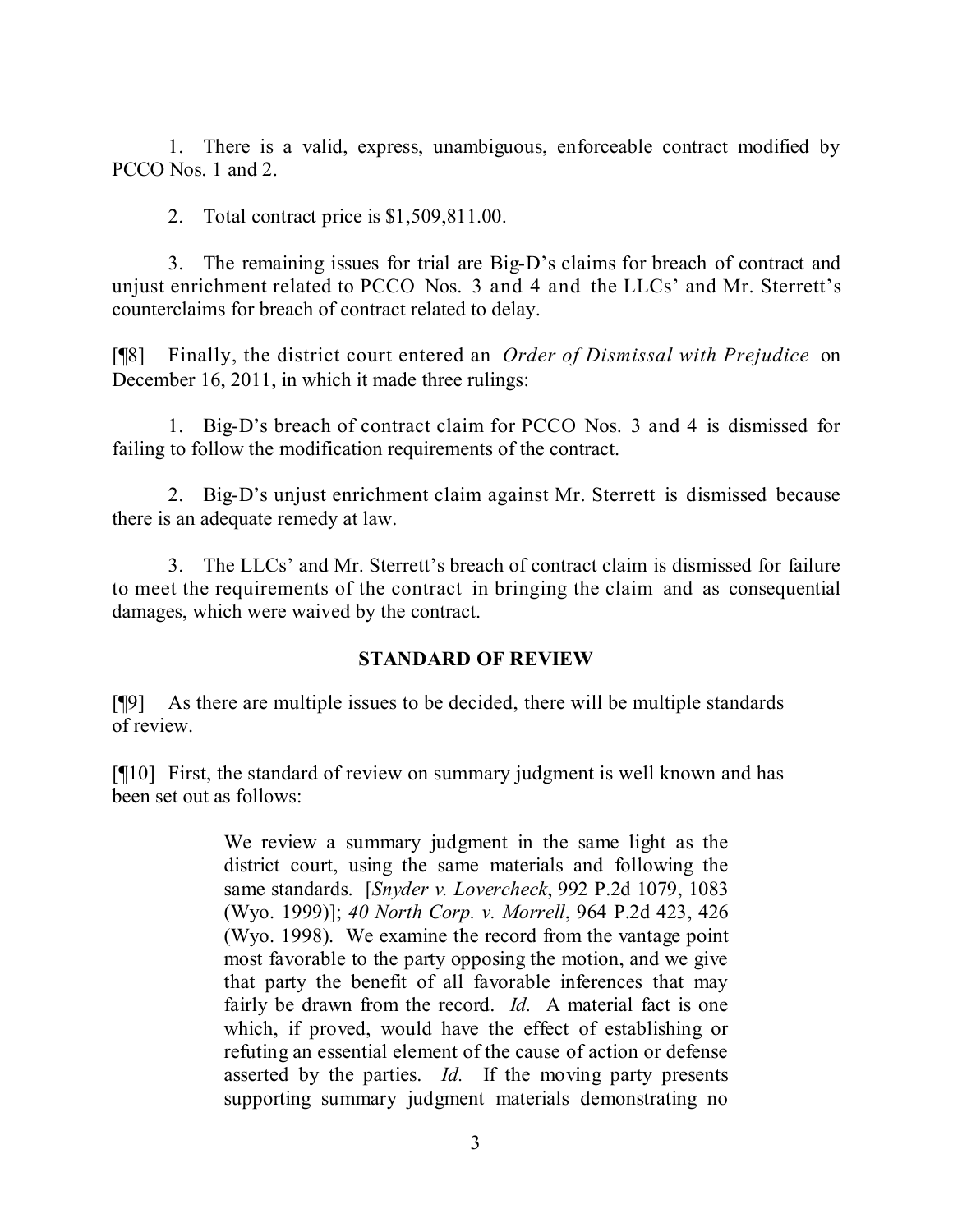1. There is a valid, express, unambiguous, enforceable contract modified by PCCO Nos. 1 and 2.

2. Total contract price is $1,509,811.00.

3. The remaining issues for trial are Big-D's claims for breach of contract and unjust enrichment related to PCCO Nos. 3 and 4 and the LLCs' and Mr. Sterrett's counterclaims for breach of contract related to delay.

[¶8] Finally, the district court entered an *Order of Dismissal with Prejudice* on December 16, 2011, in which it made three rulings:

1. Big-D's breach of contract claim for PCCO Nos. 3 and 4 is dismissed for failing to follow the modification requirements of the contract.

2. Big-D's unjust enrichment claim against Mr. Sterrett is dismissed because there is an adequate remedy at law.

3. The LLCs' and Mr. Sterrett's breach of contract claim is dismissed for failure to meet the requirements of the contract in bringing the claim and as consequential damages, which were waived by the contract.

## STANDARD OF REVIEW

[¶9] As there are multiple issues to be decided, there will be multiple standards of review.

[¶10] First, the standard of review on summary judgment is well known and has been set out as follows:

> We review a summary judgment in the same light as the district court, using the same materials and following the same standards. [*Snyder v. Lovercheck*, 992 P.2d 1079, 1083 (Wyo. 1999)]; *40 North Corp. v. Morrell*, 964 P.2d 423, 426 (Wyo. 1998). We examine the record from the vantage point most favorable to the party opposing the motion, and we give that party the benefit of all favorable inferences that may fairly be drawn from the record. *Id.* A material fact is one which, if proved, would have the effect of establishing or refuting an essential element of the cause of action or defense asserted by the parties. *Id.* If the moving party presents supporting summary judgment materials demonstrating no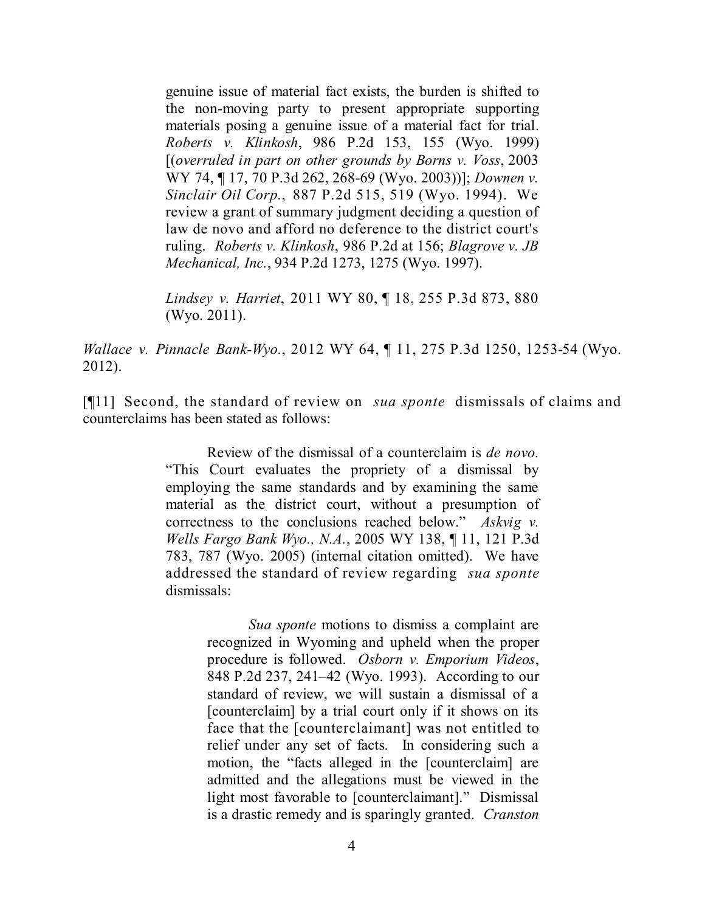> genuine issue of material fact exists, the burden is shifted to the non-moving party to present appropriate supporting materials posing a genuine issue of a material fact for trial. *Roberts v. Klinkosh*, 986 P.2d 153, 155 (Wyo. 1999) [(*overruled in part on other grounds by Borns v. Voss*, 2003 WY 74, ¶ 17, 70 P.3d 262, 268-69 (Wyo. 2003))]; *Downen v. Sinclair Oil Corp.*, 887 P.2d 515, 519 (Wyo. 1994). We review a grant of summary judgment deciding a question of law de novo and afford no deference to the district court's ruling. *Roberts v. Klinkosh*, 986 P.2d at 156; *Blagrove v. JB Mechanical, Inc.*, 934 P.2d 1273, 1275 (Wyo. 1997).
>
> *Lindsey v. Harriet*, 2011 WY 80, ¶ 18, 255 P.3d 873, 880 (Wyo. 2011).

*Wallace v. Pinnacle Bank-Wyo.*, 2012 WY 64, ¶ 11, 275 P.3d 1250, 1253-54 (Wyo. 2012).

[¶11] Second, the standard of review on *sua sponte* dismissals of claims and counterclaims has been stated as follows:

> Review of the dismissal of a counterclaim is *de novo.* "This Court evaluates the propriety of a dismissal by employing the same standards and by examining the same material as the district court, without a presumption of correctness to the conclusions reached below." *Askvig v. Wells Fargo Bank Wyo., N.A.*, 2005 WY 138, ¶ 11, 121 P.3d 783, 787 (Wyo. 2005) (internal citation omitted). We have addressed the standard of review regarding *sua sponte* dismissals:
>
> > *Sua sponte* motions to dismiss a complaint are recognized in Wyoming and upheld when the proper procedure is followed. *Osborn v. Emporium Videos*, 848 P.2d 237, 241–42 (Wyo. 1993). According to our standard of review, we will sustain a dismissal of a [counterclaim] by a trial court only if it shows on its face that the [counterclaimant] was not entitled to relief under any set of facts. In considering such a motion, the "facts alleged in the [counterclaim] are admitted and the allegations must be viewed in the light most favorable to [counterclaimant]." Dismissal is a drastic remedy and is sparingly granted. *Cranston*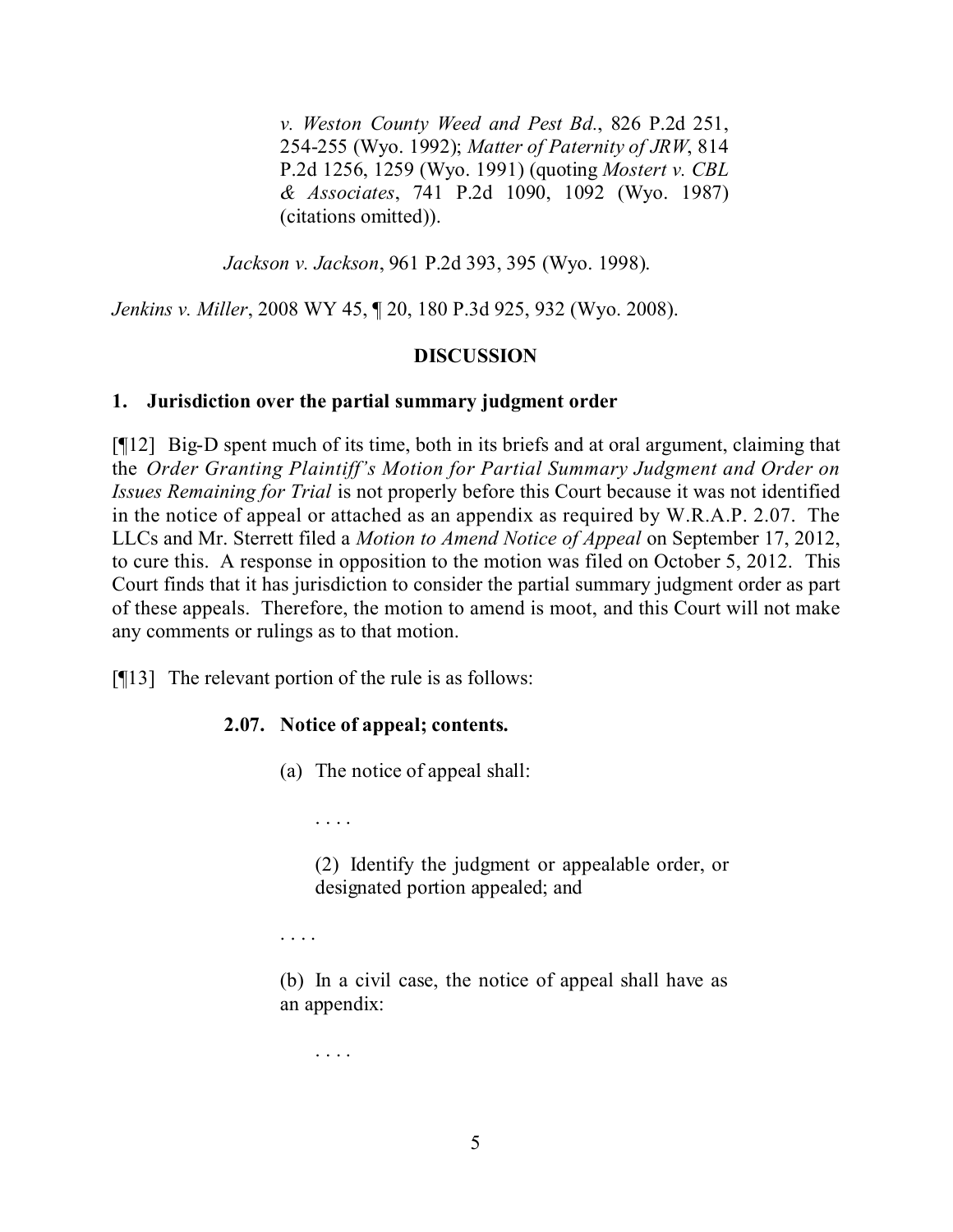> *v. Weston County Weed and Pest Bd.*, 826 P.2d 251, 254-255 (Wyo. 1992); *Matter of Paternity of JRW*, 814 P.2d 1256, 1259 (Wyo. 1991) (quoting *Mostert v. CBL & Associates*, 741 P.2d 1090, 1092 (Wyo. 1987) (citations omitted)).
>
> *Jackson v. Jackson*, 961 P.2d 393, 395 (Wyo. 1998).

*Jenkins v. Miller*, 2008 WY 45, ¶ 20, 180 P.3d 925, 932 (Wyo. 2008).

## DISCUSSION

### 1. Jurisdiction over the partial summary judgment order

[¶12] Big-D spent much of its time, both in its briefs and at oral argument, claiming that the *Order Granting Plaintiff's Motion for Partial Summary Judgment and Order on Issues Remaining for Trial* is not properly before this Court because it was not identified in the notice of appeal or attached as an appendix as required by W.R.A.P. 2.07. The LLCs and Mr. Sterrett filed a *Motion to Amend Notice of Appeal* on September 17, 2012, to cure this. A response in opposition to the motion was filed on October 5, 2012. This Court finds that it has jurisdiction to consider the partial summary judgment order as part of these appeals. Therefore, the motion to amend is moot, and this Court will not make any comments or rulings as to that motion.

[¶13] The relevant portion of the rule is as follows:

> **2.07. Notice of appeal; contents.**
>
> (a) The notice of appeal shall:
>
> . . . .
>
> (2) Identify the judgment or appealable order, or designated portion appealed; and
>
> . . . .
>
> (b) In a civil case, the notice of appeal shall have as an appendix:
>
> . . . .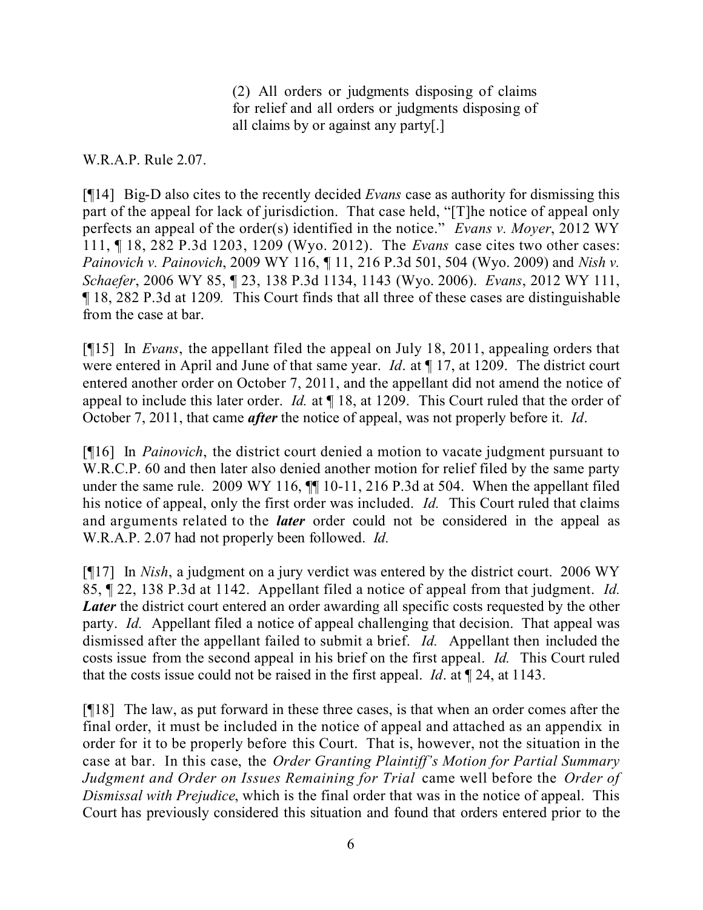> (2) All orders or judgments disposing of claims for relief and all orders or judgments disposing of all claims by or against any party[.]

W.R.A.P. Rule 2.07.

[¶14] Big-D also cites to the recently decided *Evans* case as authority for dismissing this part of the appeal for lack of jurisdiction. That case held, "[T]he notice of appeal only perfects an appeal of the order(s) identified in the notice." *Evans v. Moyer*, 2012 WY 111, ¶ 18, 282 P.3d 1203, 1209 (Wyo. 2012). The *Evans* case cites two other cases: *Painovich v. Painovich*, 2009 WY 116, ¶ 11, 216 P.3d 501, 504 (Wyo. 2009) and *Nish v. Schaefer*, 2006 WY 85, ¶ 23, 138 P.3d 1134, 1143 (Wyo. 2006). *Evans*, 2012 WY 111, ¶ 18, 282 P.3d at 1209. This Court finds that all three of these cases are distinguishable from the case at bar.

[¶15] In *Evans*, the appellant filed the appeal on July 18, 2011, appealing orders that were entered in April and June of that same year. *Id*. at ¶ 17, at 1209. The district court entered another order on October 7, 2011, and the appellant did not amend the notice of appeal to include this later order. *Id.* at ¶ 18, at 1209. This Court ruled that the order of October 7, 2011, that came ***after*** the notice of appeal, was not properly before it. *Id*.

[¶16] In *Painovich*, the district court denied a motion to vacate judgment pursuant to W.R.C.P. 60 and then later also denied another motion for relief filed by the same party under the same rule. 2009 WY 116, ¶¶ 10-11, 216 P.3d at 504. When the appellant filed his notice of appeal, only the first order was included. *Id.* This Court ruled that claims and arguments related to the ***later*** order could not be considered in the appeal as W.R.A.P. 2.07 had not properly been followed. *Id.*

[¶17] In *Nish*, a judgment on a jury verdict was entered by the district court. 2006 WY 85, ¶ 22, 138 P.3d at 1142. Appellant filed a notice of appeal from that judgment. *Id.* ***Later*** the district court entered an order awarding all specific costs requested by the other party. *Id.* Appellant filed a notice of appeal challenging that decision. That appeal was dismissed after the appellant failed to submit a brief. *Id.* Appellant then included the costs issue from the second appeal in his brief on the first appeal. *Id.* This Court ruled that the costs issue could not be raised in the first appeal. *Id*. at ¶ 24, at 1143.

[¶18] The law, as put forward in these three cases, is that when an order comes after the final order, it must be included in the notice of appeal and attached as an appendix in order for it to be properly before this Court. That is, however, not the situation in the case at bar. In this case, the *Order Granting Plaintiff's Motion for Partial Summary Judgment and Order on Issues Remaining for Trial* came well before the *Order of Dismissal with Prejudice*, which is the final order that was in the notice of appeal. This Court has previously considered this situation and found that orders entered prior to the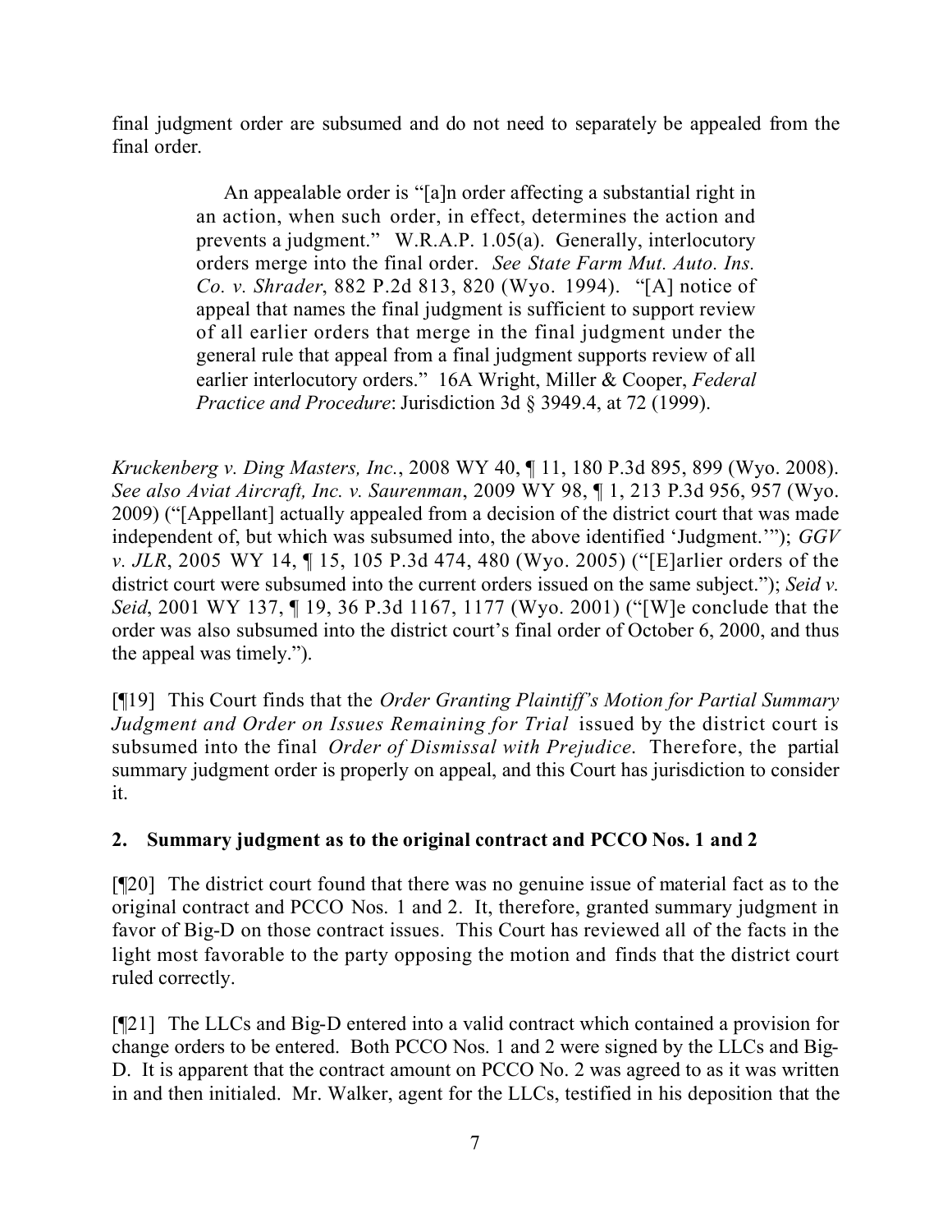final judgment order are subsumed and do not need to separately be appealed from the final order.

> An appealable order is "[a]n order affecting a substantial right in an action, when such order, in effect, determines the action and prevents a judgment." W.R.A.P. 1.05(a). Generally, interlocutory orders merge into the final order. *See State Farm Mut. Auto. Ins. Co. v. Shrader*, 882 P.2d 813, 820 (Wyo. 1994). "[A] notice of appeal that names the final judgment is sufficient to support review of all earlier orders that merge in the final judgment under the general rule that appeal from a final judgment supports review of all earlier interlocutory orders." 16A Wright, Miller & Cooper, *Federal Practice and Procedure*: Jurisdiction 3d § 3949.4, at 72 (1999).

*Kruckenberg v. Ding Masters, Inc.*, 2008 WY 40, ¶ 11, 180 P.3d 895, 899 (Wyo. 2008). *See also Aviat Aircraft, Inc. v. Saurenman*, 2009 WY 98, ¶ 1, 213 P.3d 956, 957 (Wyo. 2009) ("[Appellant] actually appealed from a decision of the district court that was made independent of, but which was subsumed into, the above identified 'Judgment.'"); *GGV v. JLR*, 2005 WY 14, ¶ 15, 105 P.3d 474, 480 (Wyo. 2005) ("[E]arlier orders of the district court were subsumed into the current orders issued on the same subject."); *Seid v. Seid*, 2001 WY 137, ¶ 19, 36 P.3d 1167, 1177 (Wyo. 2001) ("[W]e conclude that the order was also subsumed into the district court's final order of October 6, 2000, and thus the appeal was timely.").

[¶19] This Court finds that the *Order Granting Plaintiff's Motion for Partial Summary Judgment and Order on Issues Remaining for Trial* issued by the district court is subsumed into the final *Order of Dismissal with Prejudice*. Therefore, the partial summary judgment order is properly on appeal, and this Court has jurisdiction to consider it.

## 2. Summary judgment as to the original contract and PCCO Nos. 1 and 2

[¶20] The district court found that there was no genuine issue of material fact as to the original contract and PCCO Nos. 1 and 2. It, therefore, granted summary judgment in favor of Big-D on those contract issues. This Court has reviewed all of the facts in the light most favorable to the party opposing the motion and finds that the district court ruled correctly.

[¶21] The LLCs and Big-D entered into a valid contract which contained a provision for change orders to be entered. Both PCCO Nos. 1 and 2 were signed by the LLCs and Big-D. It is apparent that the contract amount on PCCO No. 2 was agreed to as it was written in and then initialed. Mr. Walker, agent for the LLCs, testified in his deposition that the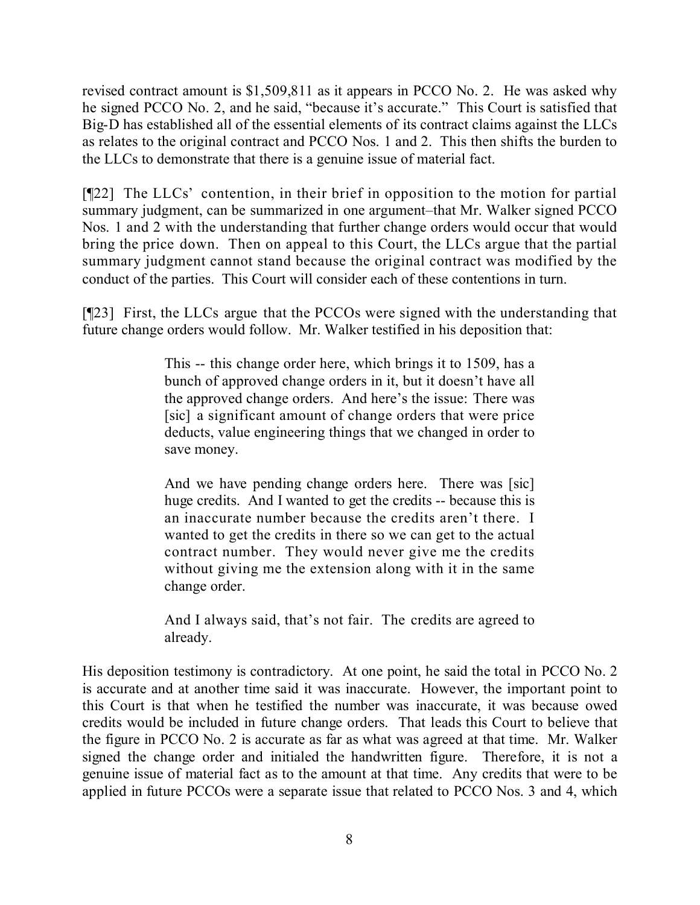revised contract amount is $1,509,811 as it appears in PCCO No. 2. He was asked why he signed PCCO No. 2, and he said, "because it's accurate." This Court is satisfied that Big-D has established all of the essential elements of its contract claims against the LLCs as relates to the original contract and PCCO Nos. 1 and 2. This then shifts the burden to the LLCs to demonstrate that there is a genuine issue of material fact.

[¶22] The LLCs' contention, in their brief in opposition to the motion for partial summary judgment, can be summarized in one argument–that Mr. Walker signed PCCO Nos. 1 and 2 with the understanding that further change orders would occur that would bring the price down. Then on appeal to this Court, the LLCs argue that the partial summary judgment cannot stand because the original contract was modified by the conduct of the parties. This Court will consider each of these contentions in turn.

[¶23] First, the LLCs argue that the PCCOs were signed with the understanding that future change orders would follow. Mr. Walker testified in his deposition that:

> This -- this change order here, which brings it to 1509, has a bunch of approved change orders in it, but it doesn't have all the approved change orders. And here's the issue: There was [sic] a significant amount of change orders that were price deducts, value engineering things that we changed in order to save money.
>
> And we have pending change orders here. There was [sic] huge credits. And I wanted to get the credits -- because this is an inaccurate number because the credits aren't there. I wanted to get the credits in there so we can get to the actual contract number. They would never give me the credits without giving me the extension along with it in the same change order.
>
> And I always said, that's not fair. The credits are agreed to already.

His deposition testimony is contradictory. At one point, he said the total in PCCO No. 2 is accurate and at another time said it was inaccurate. However, the important point to this Court is that when he testified the number was inaccurate, it was because owed credits would be included in future change orders. That leads this Court to believe that the figure in PCCO No. 2 is accurate as far as what was agreed at that time. Mr. Walker signed the change order and initialed the handwritten figure. Therefore, it is not a genuine issue of material fact as to the amount at that time. Any credits that were to be applied in future PCCOs were a separate issue that related to PCCO Nos. 3 and 4, which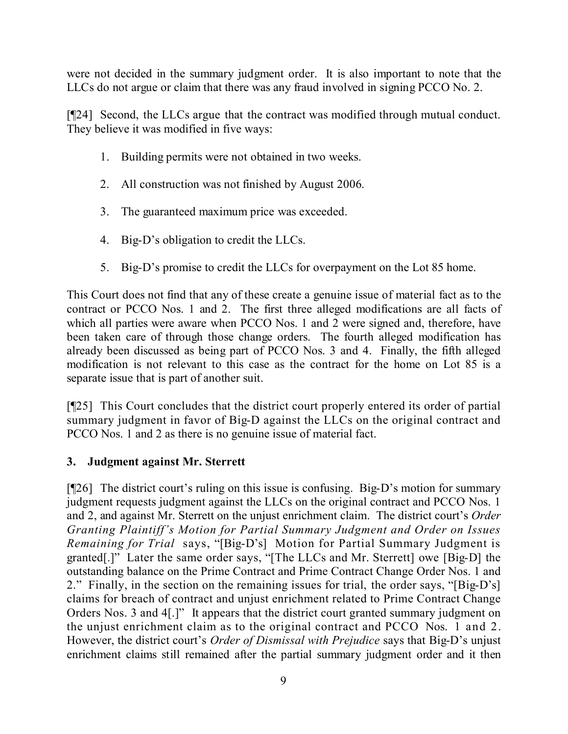were not decided in the summary judgment order. It is also important to note that the LLCs do not argue or claim that there was any fraud involved in signing PCCO No. 2.

[¶24] Second, the LLCs argue that the contract was modified through mutual conduct. They believe it was modified in five ways:

1. Building permits were not obtained in two weeks.

2. All construction was not finished by August 2006.

3. The guaranteed maximum price was exceeded.

4. Big-D's obligation to credit the LLCs.

5. Big-D's promise to credit the LLCs for overpayment on the Lot 85 home.

This Court does not find that any of these create a genuine issue of material fact as to the contract or PCCO Nos. 1 and 2. The first three alleged modifications are all facts of which all parties were aware when PCCO Nos. 1 and 2 were signed and, therefore, have been taken care of through those change orders. The fourth alleged modification has already been discussed as being part of PCCO Nos. 3 and 4. Finally, the fifth alleged modification is not relevant to this case as the contract for the home on Lot 85 is a separate issue that is part of another suit.

[¶25] This Court concludes that the district court properly entered its order of partial summary judgment in favor of Big-D against the LLCs on the original contract and PCCO Nos. 1 and 2 as there is no genuine issue of material fact.

### 3. Judgment against Mr. Sterrett

[¶26] The district court's ruling on this issue is confusing. Big-D's motion for summary judgment requests judgment against the LLCs on the original contract and PCCO Nos. 1 and 2, and against Mr. Sterrett on the unjust enrichment claim. The district court's *Order Granting Plaintiff's Motion for Partial Summary Judgment and Order on Issues Remaining for Trial* says, "[Big-D's] Motion for Partial Summary Judgment is granted[.]" Later the same order says, "[The LLCs and Mr. Sterrett] owe [Big-D] the outstanding balance on the Prime Contract and Prime Contract Change Order Nos. 1 and 2." Finally, in the section on the remaining issues for trial, the order says, "[Big-D's] claims for breach of contract and unjust enrichment related to Prime Contract Change Orders Nos. 3 and 4[.]" It appears that the district court granted summary judgment on the unjust enrichment claim as to the original contract and PCCO Nos. 1 and 2. However, the district court's *Order of Dismissal with Prejudice* says that Big-D's unjust enrichment claims still remained after the partial summary judgment order and it then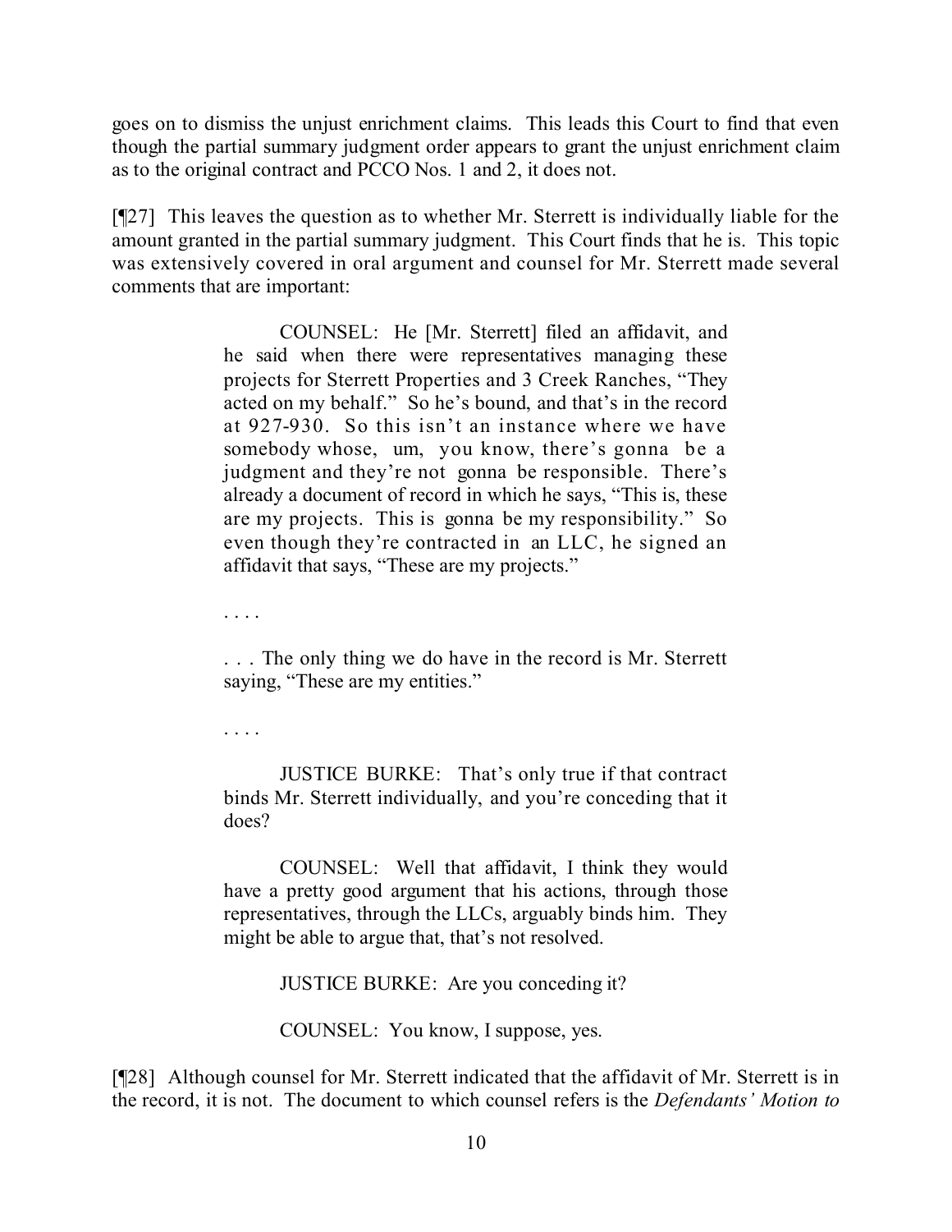goes on to dismiss the unjust enrichment claims. This leads this Court to find that even though the partial summary judgment order appears to grant the unjust enrichment claim as to the original contract and PCCO Nos. 1 and 2, it does not.

[¶27] This leaves the question as to whether Mr. Sterrett is individually liable for the amount granted in the partial summary judgment. This Court finds that he is. This topic was extensively covered in oral argument and counsel for Mr. Sterrett made several comments that are important:

> COUNSEL: He [Mr. Sterrett] filed an affidavit, and he said when there were representatives managing these projects for Sterrett Properties and 3 Creek Ranches, "They acted on my behalf." So he's bound, and that's in the record at 927-930. So this isn't an instance where we have somebody whose, um, you know, there's gonna be a judgment and they're not gonna be responsible. There's already a document of record in which he says, "This is, these are my projects. This is gonna be my responsibility." So even though they're contracted in an LLC, he signed an affidavit that says, "These are my projects."
>
> . . . .
>
> . . . The only thing we do have in the record is Mr. Sterrett saying, "These are my entities."
>
> . . . .
>
> JUSTICE BURKE: That's only true if that contract binds Mr. Sterrett individually, and you're conceding that it does?
>
> COUNSEL: Well that affidavit, I think they would have a pretty good argument that his actions, through those representatives, through the LLCs, arguably binds him. They might be able to argue that, that's not resolved.
>
> JUSTICE BURKE: Are you conceding it?
>
> COUNSEL: You know, I suppose, yes.

[¶28] Although counsel for Mr. Sterrett indicated that the affidavit of Mr. Sterrett is in the record, it is not. The document to which counsel refers is the *Defendants' Motion to*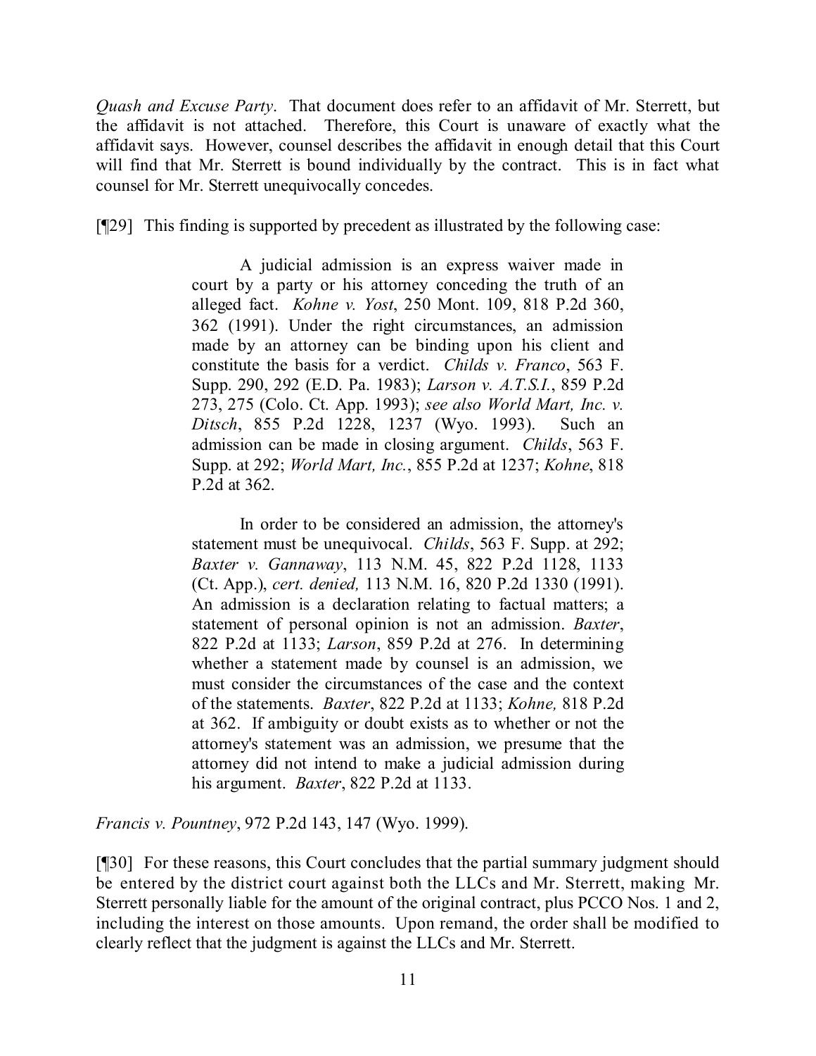*Quash and Excuse Party*. That document does refer to an affidavit of Mr. Sterrett, but the affidavit is not attached. Therefore, this Court is unaware of exactly what the affidavit says. However, counsel describes the affidavit in enough detail that this Court will find that Mr. Sterrett is bound individually by the contract. This is in fact what counsel for Mr. Sterrett unequivocally concedes.

[¶29] This finding is supported by precedent as illustrated by the following case:

> A judicial admission is an express waiver made in court by a party or his attorney conceding the truth of an alleged fact. *Kohne v. Yost*, 250 Mont. 109, 818 P.2d 360, 362 (1991). Under the right circumstances, an admission made by an attorney can be binding upon his client and constitute the basis for a verdict. *Childs v. Franco*, 563 F. Supp. 290, 292 (E.D. Pa. 1983); *Larson v. A.T.S.I.*, 859 P.2d 273, 275 (Colo. Ct. App. 1993); *see also World Mart, Inc. v. Ditsch*, 855 P.2d 1228, 1237 (Wyo. 1993). Such an admission can be made in closing argument. *Childs*, 563 F. Supp. at 292; *World Mart, Inc.*, 855 P.2d at 1237; *Kohne*, 818 P.2d at 362.
>
> In order to be considered an admission, the attorney's statement must be unequivocal. *Childs*, 563 F. Supp. at 292; *Baxter v. Gannaway*, 113 N.M. 45, 822 P.2d 1128, 1133 (Ct. App.), *cert. denied,* 113 N.M. 16, 820 P.2d 1330 (1991). An admission is a declaration relating to factual matters; a statement of personal opinion is not an admission. *Baxter*, 822 P.2d at 1133; *Larson*, 859 P.2d at 276. In determining whether a statement made by counsel is an admission, we must consider the circumstances of the case and the context of the statements. *Baxter*, 822 P.2d at 1133; *Kohne,* 818 P.2d at 362. If ambiguity or doubt exists as to whether or not the attorney's statement was an admission, we presume that the attorney did not intend to make a judicial admission during his argument. *Baxter*, 822 P.2d at 1133.

*Francis v. Pountney*, 972 P.2d 143, 147 (Wyo. 1999).

[¶30] For these reasons, this Court concludes that the partial summary judgment should be entered by the district court against both the LLCs and Mr. Sterrett, making Mr. Sterrett personally liable for the amount of the original contract, plus PCCO Nos. 1 and 2, including the interest on those amounts. Upon remand, the order shall be modified to clearly reflect that the judgment is against the LLCs and Mr. Sterrett.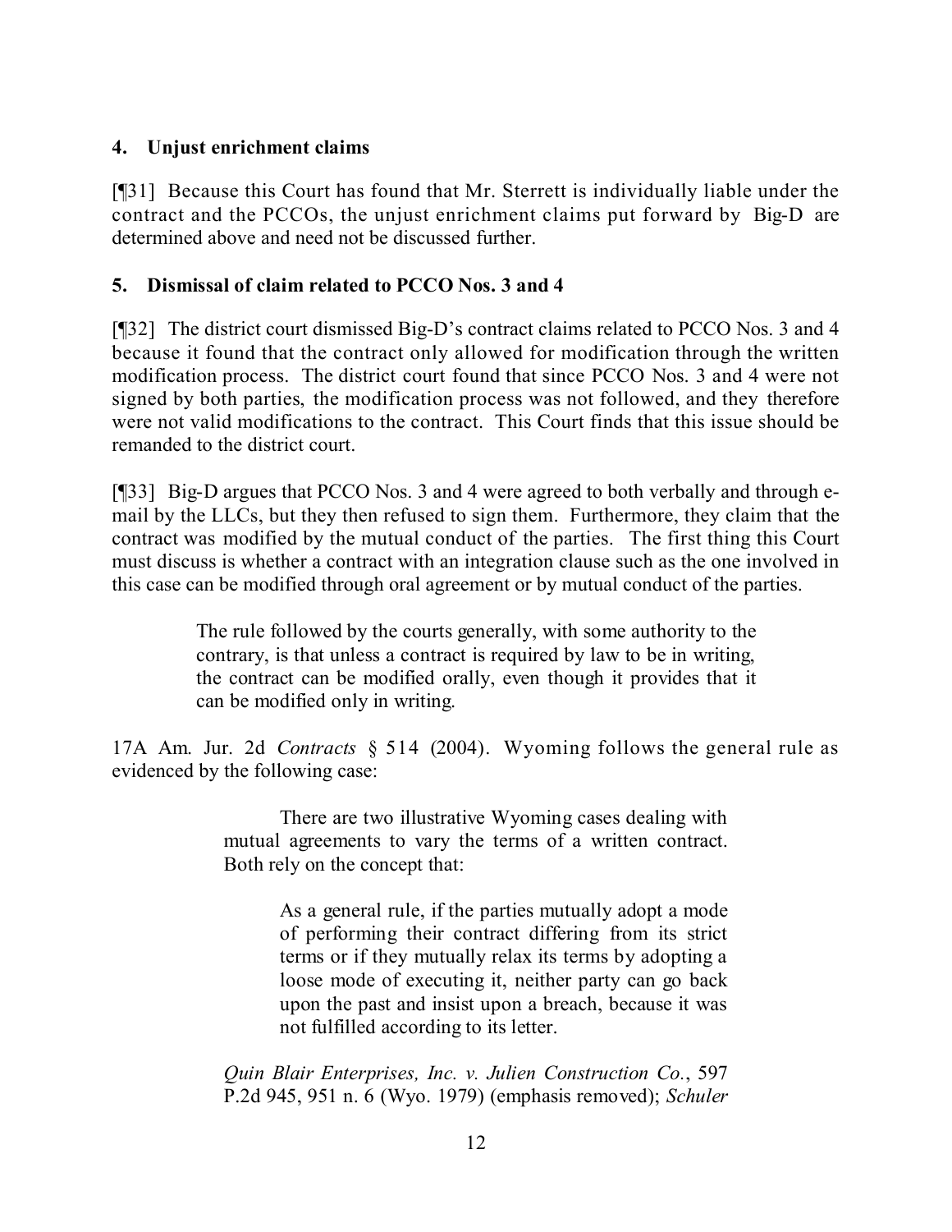### 4. Unjust enrichment claims

[¶31] Because this Court has found that Mr. Sterrett is individually liable under the contract and the PCCOs, the unjust enrichment claims put forward by Big-D are determined above and need not be discussed further.

### 5. Dismissal of claim related to PCCO Nos. 3 and 4

[¶32] The district court dismissed Big-D's contract claims related to PCCO Nos. 3 and 4 because it found that the contract only allowed for modification through the written modification process. The district court found that since PCCO Nos. 3 and 4 were not signed by both parties, the modification process was not followed, and they therefore were not valid modifications to the contract. This Court finds that this issue should be remanded to the district court.

[¶33] Big-D argues that PCCO Nos. 3 and 4 were agreed to both verbally and through e-mail by the LLCs, but they then refused to sign them. Furthermore, they claim that the contract was modified by the mutual conduct of the parties. The first thing this Court must discuss is whether a contract with an integration clause such as the one involved in this case can be modified through oral agreement or by mutual conduct of the parties.

> The rule followed by the courts generally, with some authority to the contrary, is that unless a contract is required by law to be in writing, the contract can be modified orally, even though it provides that it can be modified only in writing.

17A Am. Jur. 2d *Contracts* § 514 (2004). Wyoming follows the general rule as evidenced by the following case:

> There are two illustrative Wyoming cases dealing with mutual agreements to vary the terms of a written contract. Both rely on the concept that:
>
> > As a general rule, if the parties mutually adopt a mode of performing their contract differing from its strict terms or if they mutually relax its terms by adopting a loose mode of executing it, neither party can go back upon the past and insist upon a breach, because it was not fulfilled according to its letter.
>
> *Quin Blair Enterprises, Inc. v. Julien Construction Co.*, 597 P.2d 945, 951 n. 6 (Wyo. 1979) (emphasis removed); *Schuler*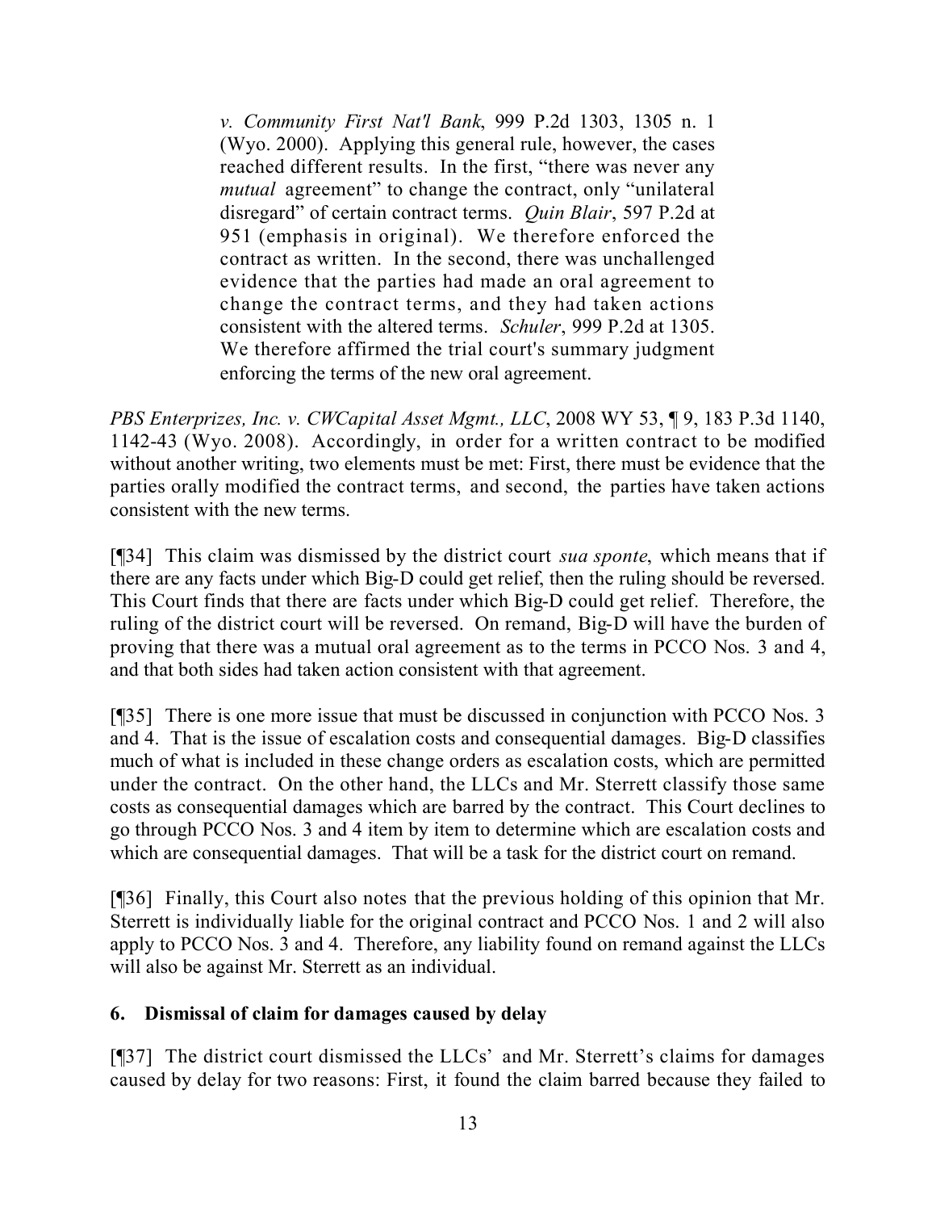> *v. Community First Nat'l Bank*, 999 P.2d 1303, 1305 n. 1 (Wyo. 2000). Applying this general rule, however, the cases reached different results. In the first, "there was never any *mutual* agreement" to change the contract, only "unilateral disregard" of certain contract terms. *Quin Blair*, 597 P.2d at 951 (emphasis in original). We therefore enforced the contract as written. In the second, there was unchallenged evidence that the parties had made an oral agreement to change the contract terms, and they had taken actions consistent with the altered terms. *Schuler*, 999 P.2d at 1305. We therefore affirmed the trial court's summary judgment enforcing the terms of the new oral agreement.

*PBS Enterprizes, Inc. v. CWCapital Asset Mgmt., LLC*, 2008 WY 53, ¶ 9, 183 P.3d 1140, 1142-43 (Wyo. 2008). Accordingly, in order for a written contract to be modified without another writing, two elements must be met: First, there must be evidence that the parties orally modified the contract terms, and second, the parties have taken actions consistent with the new terms.

[¶34] This claim was dismissed by the district court *sua sponte*, which means that if there are any facts under which Big-D could get relief, then the ruling should be reversed. This Court finds that there are facts under which Big-D could get relief. Therefore, the ruling of the district court will be reversed. On remand, Big-D will have the burden of proving that there was a mutual oral agreement as to the terms in PCCO Nos. 3 and 4, and that both sides had taken action consistent with that agreement.

[¶35] There is one more issue that must be discussed in conjunction with PCCO Nos. 3 and 4. That is the issue of escalation costs and consequential damages. Big-D classifies much of what is included in these change orders as escalation costs, which are permitted under the contract. On the other hand, the LLCs and Mr. Sterrett classify those same costs as consequential damages which are barred by the contract. This Court declines to go through PCCO Nos. 3 and 4 item by item to determine which are escalation costs and which are consequential damages. That will be a task for the district court on remand.

[¶36] Finally, this Court also notes that the previous holding of this opinion that Mr. Sterrett is individually liable for the original contract and PCCO Nos. 1 and 2 will also apply to PCCO Nos. 3 and 4. Therefore, any liability found on remand against the LLCs will also be against Mr. Sterrett as an individual.

### 6. Dismissal of claim for damages caused by delay

[¶37] The district court dismissed the LLCs' and Mr. Sterrett's claims for damages caused by delay for two reasons: First, it found the claim barred because they failed to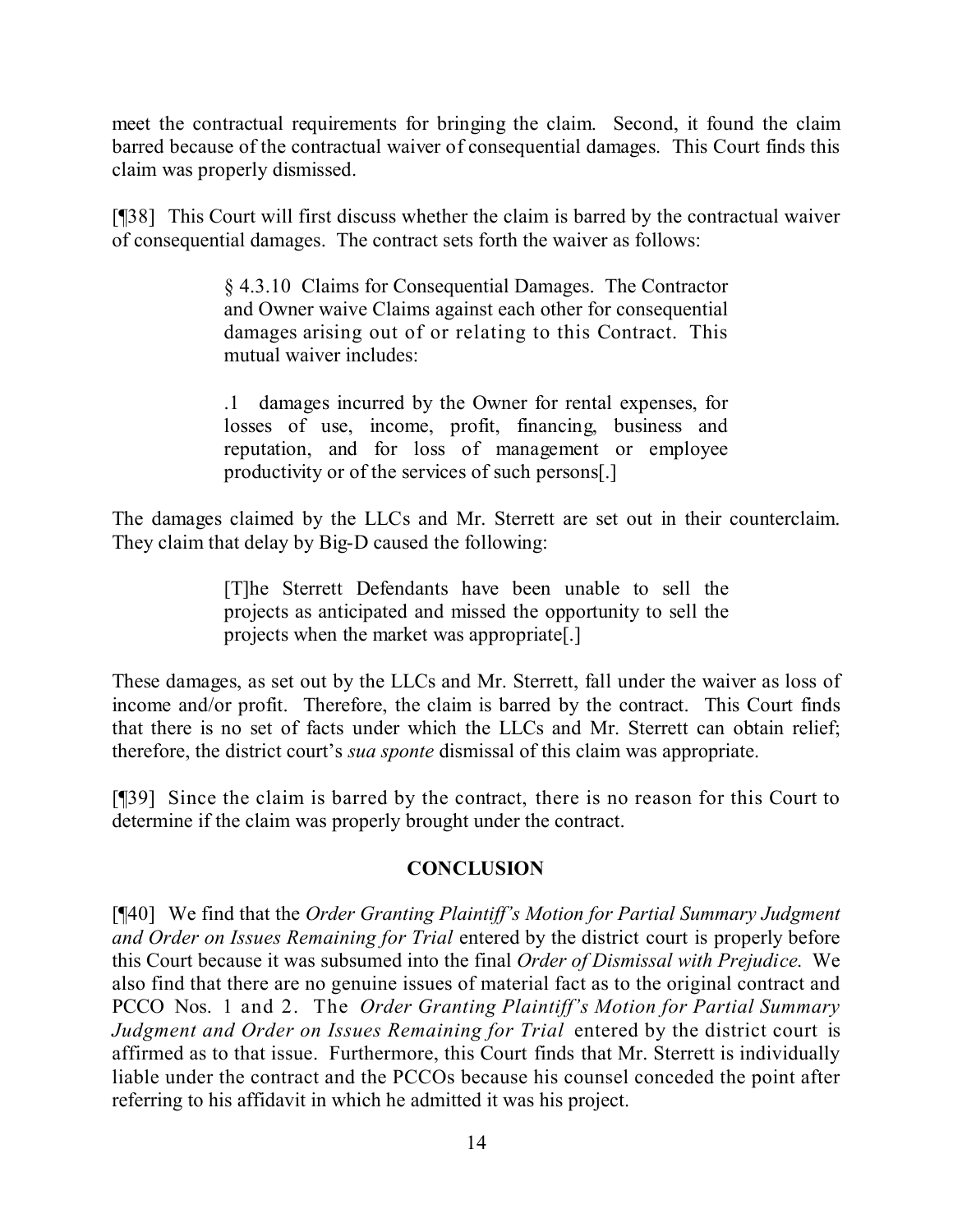meet the contractual requirements for bringing the claim. Second, it found the claim barred because of the contractual waiver of consequential damages. This Court finds this claim was properly dismissed.

[¶38] This Court will first discuss whether the claim is barred by the contractual waiver of consequential damages. The contract sets forth the waiver as follows:

> § 4.3.10 Claims for Consequential Damages. The Contractor and Owner waive Claims against each other for consequential damages arising out of or relating to this Contract. This mutual waiver includes:
>
> .1 damages incurred by the Owner for rental expenses, for losses of use, income, profit, financing, business and reputation, and for loss of management or employee productivity or of the services of such persons[.]

The damages claimed by the LLCs and Mr. Sterrett are set out in their counterclaim. They claim that delay by Big-D caused the following:

> [T]he Sterrett Defendants have been unable to sell the projects as anticipated and missed the opportunity to sell the projects when the market was appropriate[.]

These damages, as set out by the LLCs and Mr. Sterrett, fall under the waiver as loss of income and/or profit. Therefore, the claim is barred by the contract. This Court finds that there is no set of facts under which the LLCs and Mr. Sterrett can obtain relief; therefore, the district court's *sua sponte* dismissal of this claim was appropriate.

[¶39] Since the claim is barred by the contract, there is no reason for this Court to determine if the claim was properly brought under the contract.

## CONCLUSION

[¶40] We find that the *Order Granting Plaintiff's Motion for Partial Summary Judgment and Order on Issues Remaining for Trial* entered by the district court is properly before this Court because it was subsumed into the final *Order of Dismissal with Prejudice*. We also find that there are no genuine issues of material fact as to the original contract and PCCO Nos. 1 and 2. The *Order Granting Plaintiff's Motion for Partial Summary Judgment and Order on Issues Remaining for Trial* entered by the district court is affirmed as to that issue. Furthermore, this Court finds that Mr. Sterrett is individually liable under the contract and the PCCOs because his counsel conceded the point after referring to his affidavit in which he admitted it was his project.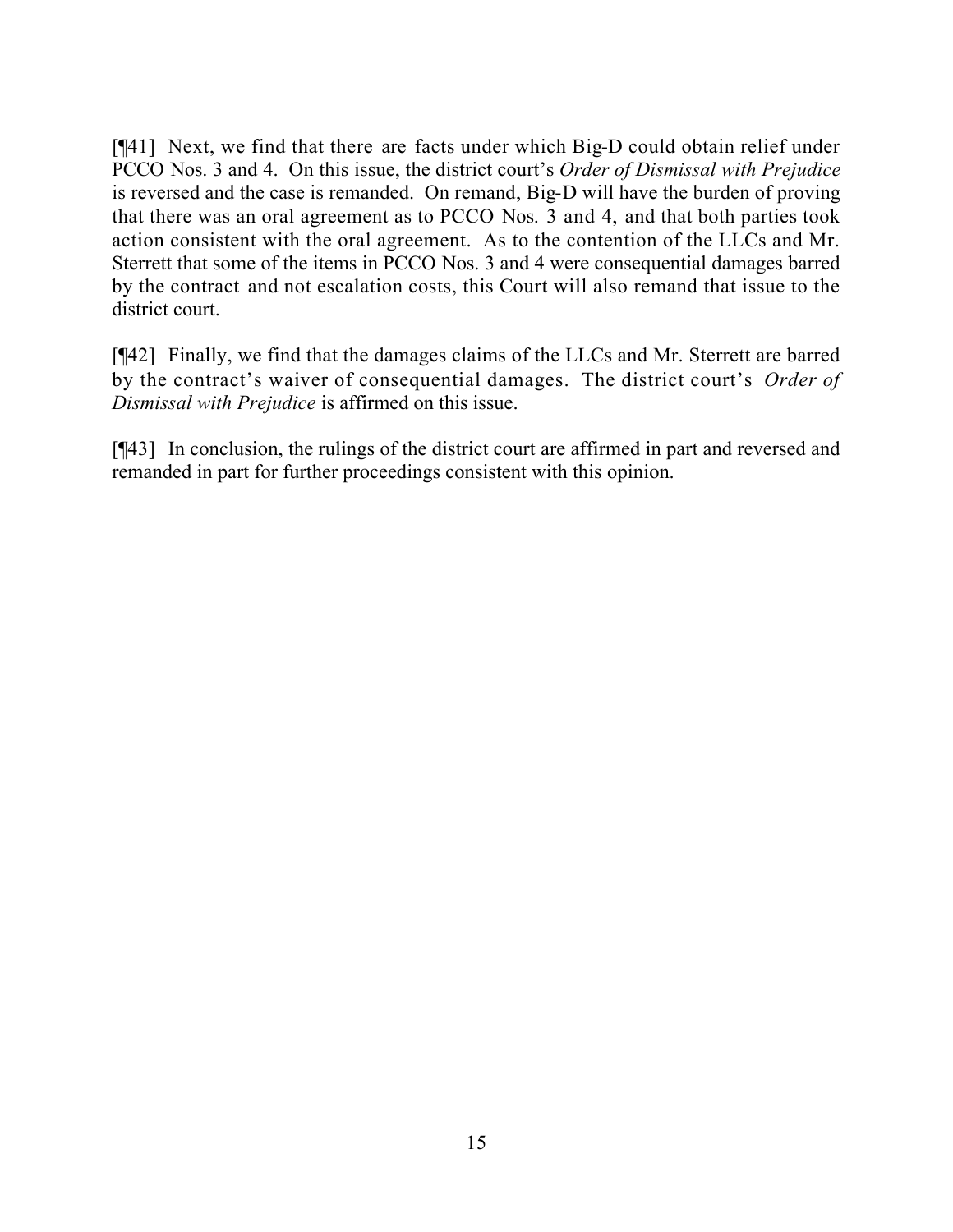[¶41] Next, we find that there are facts under which Big-D could obtain relief under PCCO Nos. 3 and 4. On this issue, the district court's *Order of Dismissal with Prejudice* is reversed and the case is remanded. On remand, Big-D will have the burden of proving that there was an oral agreement as to PCCO Nos. 3 and 4, and that both parties took action consistent with the oral agreement. As to the contention of the LLCs and Mr. Sterrett that some of the items in PCCO Nos. 3 and 4 were consequential damages barred by the contract and not escalation costs, this Court will also remand that issue to the district court.

[¶42] Finally, we find that the damages claims of the LLCs and Mr. Sterrett are barred by the contract's waiver of consequential damages. The district court's *Order of Dismissal with Prejudice* is affirmed on this issue.

[¶43] In conclusion, the rulings of the district court are affirmed in part and reversed and remanded in part for further proceedings consistent with this opinion.